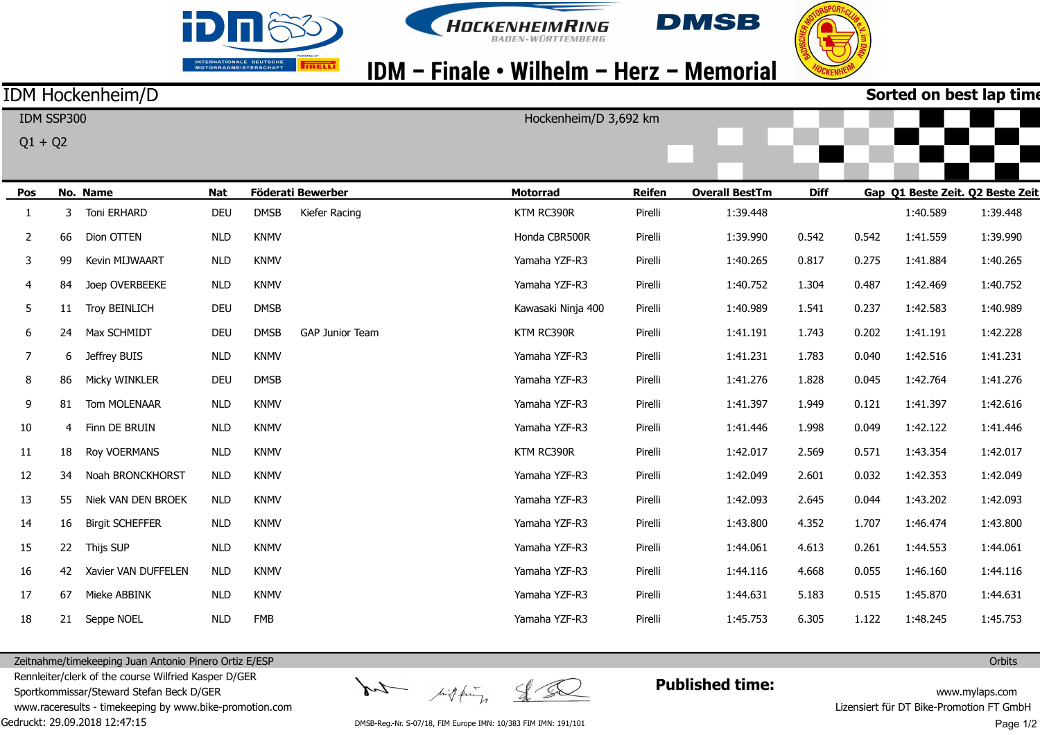# IDM – Finale • Wilhelm – Herz – Memorial

## IDM Hockenheim/D

**Sorted on best lap time**

IDM SSP300 — Hockenheim/D 3,692 km

Q1 + Q2

| Pos | No. | Name | Nat | Föderati | Bewerber | Motorrad | Reifen | Overall BestTm | Diff | Gap | Q1 Beste Zeit. | Q2 Beste Zeit |
|---|---|---|---|---|---|---|---|---|---|---|---|---|
| 1 | 3 | Toni ERHARD | DEU | DMSB | Kiefer Racing | KTM RC390R | Pirelli | 1:39.448 | | | 1:40.589 | 1:39.448 |
| 2 | 66 | Dion OTTEN | NLD | KNMV | | Honda CBR500R | Pirelli | 1:39.990 | 0.542 | 0.542 | 1:41.559 | 1:39.990 |
| 3 | 99 | Kevin MIJWAART | NLD | KNMV | | Yamaha YZF-R3 | Pirelli | 1:40.265 | 0.817 | 0.275 | 1:41.884 | 1:40.265 |
| 4 | 84 | Joep OVERBEEKE | NLD | KNMV | | Yamaha YZF-R3 | Pirelli | 1:40.752 | 1.304 | 0.487 | 1:42.469 | 1:40.752 |
| 5 | 11 | Troy BEINLICH | DEU | DMSB | | Kawasaki Ninja 400 | Pirelli | 1:40.989 | 1.541 | 0.237 | 1:42.583 | 1:40.989 |
| 6 | 24 | Max SCHMIDT | DEU | DMSB | GAP Junior Team | KTM RC390R | Pirelli | 1:41.191 | 1.743 | 0.202 | 1:41.191 | 1:42.228 |
| 7 | 6 | Jeffrey BUIS | NLD | KNMV | | Yamaha YZF-R3 | Pirelli | 1:41.231 | 1.783 | 0.040 | 1:42.516 | 1:41.231 |
| 8 | 86 | Micky WINKLER | DEU | DMSB | | Yamaha YZF-R3 | Pirelli | 1:41.276 | 1.828 | 0.045 | 1:42.764 | 1:41.276 |
| 9 | 81 | Tom MOLENAAR | NLD | KNMV | | Yamaha YZF-R3 | Pirelli | 1:41.397 | 1.949 | 0.121 | 1:41.397 | 1:42.616 |
| 10 | 4 | Finn DE BRUIN | NLD | KNMV | | Yamaha YZF-R3 | Pirelli | 1:41.446 | 1.998 | 0.049 | 1:42.122 | 1:41.446 |
| 11 | 18 | Roy VOERMANS | NLD | KNMV | | KTM RC390R | Pirelli | 1:42.017 | 2.569 | 0.571 | 1:43.354 | 1:42.017 |
| 12 | 34 | Noah BRONCKHORST | NLD | KNMV | | Yamaha YZF-R3 | Pirelli | 1:42.049 | 2.601 | 0.032 | 1:42.353 | 1:42.049 |
| 13 | 55 | Niek VAN DEN BROEK | NLD | KNMV | | Yamaha YZF-R3 | Pirelli | 1:42.093 | 2.645 | 0.044 | 1:43.202 | 1:42.093 |
| 14 | 16 | Birgit SCHEFFER | NLD | KNMV | | Yamaha YZF-R3 | Pirelli | 1:43.800 | 4.352 | 1.707 | 1:46.474 | 1:43.800 |
| 15 | 22 | Thijs SUP | NLD | KNMV | | Yamaha YZF-R3 | Pirelli | 1:44.061 | 4.613 | 0.261 | 1:44.553 | 1:44.061 |
| 16 | 42 | Xavier VAN DUFFELEN | NLD | KNMV | | Yamaha YZF-R3 | Pirelli | 1:44.116 | 4.668 | 0.055 | 1:46.160 | 1:44.116 |
| 17 | 67 | Mieke ABBINK | NLD | KNMV | | Yamaha YZF-R3 | Pirelli | 1:44.631 | 5.183 | 0.515 | 1:45.870 | 1:44.631 |
| 18 | 21 | Seppe NOEL | NLD | FMB | | Yamaha YZF-R3 | Pirelli | 1:45.753 | 6.305 | 1.122 | 1:48.245 | 1:45.753 |

Zeitnahme/timekeeping Juan Antonio Pinero Ortiz E/ESP — Orbits

Rennleiter/clerk of the course Wilfried Kasper D/GER

Sportkommissar/Steward Stefan Beck D/GER

www.raceresults - timekeeping by www.bike-promotion.com

Gedruckt: 29.09.2018 12:47:15

**Published time:**

www.mylaps.com

Lizensiert für DT Bike-Promotion FT GmbH

DMSB-Reg.-Nr. S-07/18, FIM Europe IMN: 10/383 FIM IMN: 191/101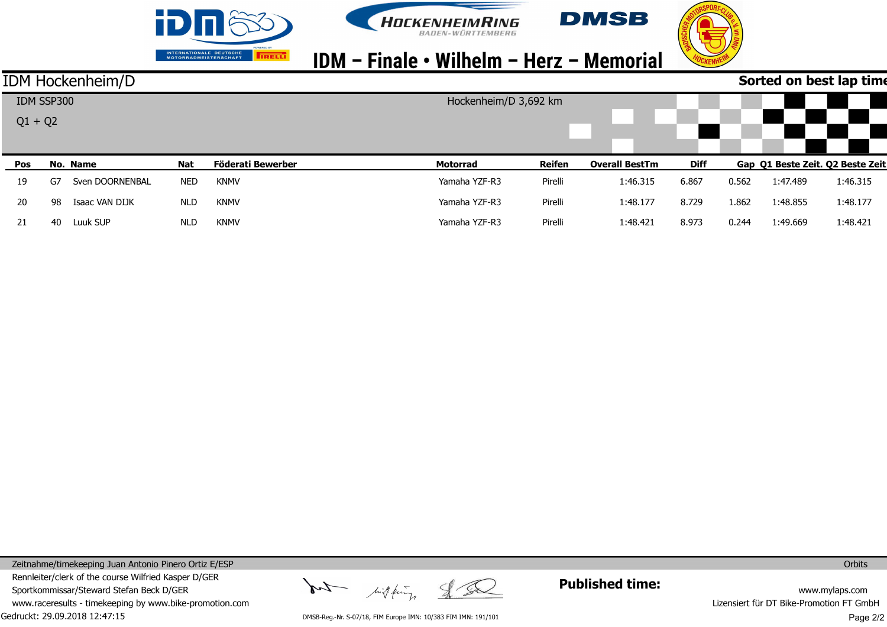# IDM – Finale • Wilhelm – Herz – Memorial

IDM Hockenheim/D

**Sorted on best lap time**

IDM SSP300

Q1 + Q2

Hockenheim/D 3,692 km

| Pos | No. | Name | Nat | Föderati | Bewerber | Motorrad | Reifen | Overall BestTm | Diff | Gap | Q1 Beste Zeit. | Q2 Beste Zeit |
|---|---|---|---|---|---|---|---|---|---|---|---|---|
| 19 | G7 | Sven DOORNENBAL | NED | KNMV | | Yamaha YZF-R3 | Pirelli | 1:46.315 | 6.867 | 0.562 | 1:47.489 | 1:46.315 |
| 20 | 98 | Isaac VAN DIJK | NLD | KNMV | | Yamaha YZF-R3 | Pirelli | 1:48.177 | 8.729 | 1.862 | 1:48.855 | 1:48.177 |
| 21 | 40 | Luuk SUP | NLD | KNMV | | Yamaha YZF-R3 | Pirelli | 1:48.421 | 8.973 | 0.244 | 1:49.669 | 1:48.421 |

Zeitnahme/timekeeping Juan Antonio Pinero Ortiz E/ESP

Orbits

Rennleiter/clerk of the course Wilfried Kasper D/GER

Sportkommissar/Steward Stefan Beck D/GER

www.raceresults - timekeeping by www.bike-promotion.com

Gedruckt: 29.09.2018 12:47:15

**Published time:**

DMSB-Reg.-Nr. S-07/18, FIM Europe IMN: 10/383 FIM IMN: 191/101

www.mylaps.com

Lizensiert für DT Bike-Promotion FT GmbH